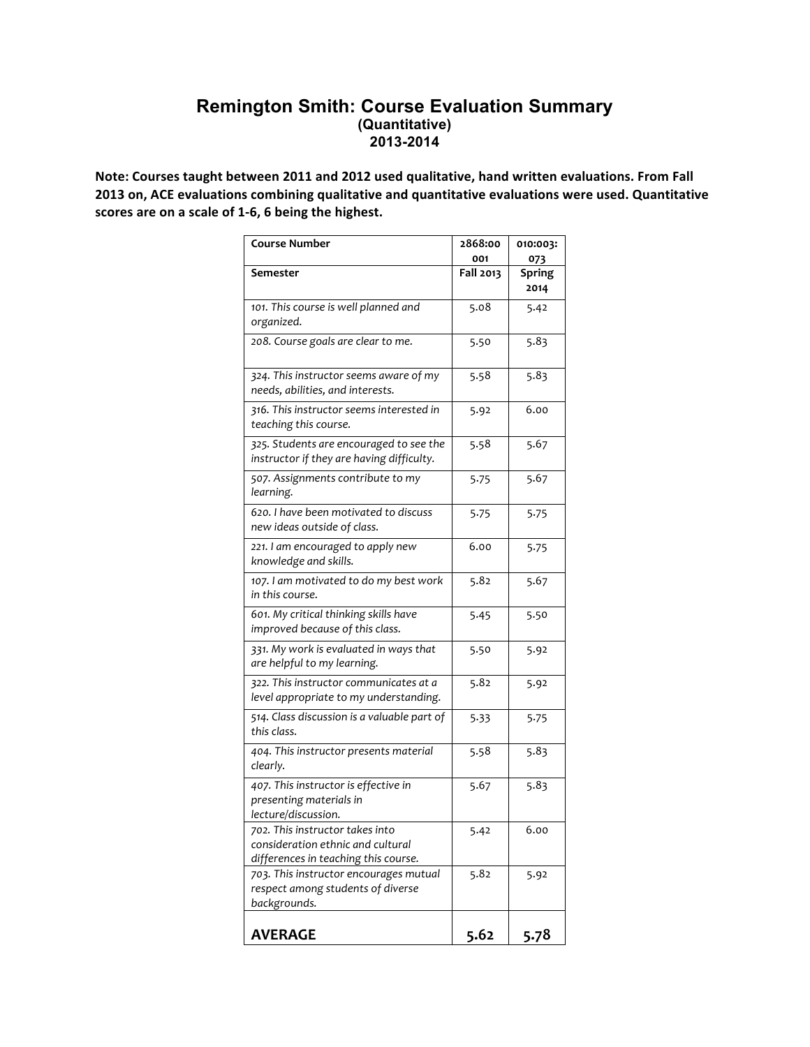# Remington Smith: Course Evaluation Summary

### (Quantitative)

### 2013-2014

**Note: Courses taught between 2011 and 2012 used qualitative, hand written evaluations. From Fall 2013 on, ACE evaluations combining qualitative and quantitative evaluations were used. Quantitative scores are on a scale of 1-6, 6 being the highest.**

| **Course Number** | **2868:00 001** | **010:003: 073** |
|---|---|---|
| **Semester** | **Fall 2013** | **Spring 2014** |
| *101. This course is well planned and organized.* | 5.08 | 5.42 |
| *208. Course goals are clear to me.* | 5.50 | 5.83 |
| *324. This instructor seems aware of my needs, abilities, and interests.* | 5.58 | 5.83 |
| *316. This instructor seems interested in teaching this course.* | 5.92 | 6.00 |
| *325. Students are encouraged to see the instructor if they are having difficulty.* | 5.58 | 5.67 |
| *507. Assignments contribute to my learning.* | 5.75 | 5.67 |
| *620. I have been motivated to discuss new ideas outside of class.* | 5.75 | 5.75 |
| *221. I am encouraged to apply new knowledge and skills.* | 6.00 | 5.75 |
| *107. I am motivated to do my best work in this course.* | 5.82 | 5.67 |
| *601. My critical thinking skills have improved because of this class.* | 5.45 | 5.50 |
| *331. My work is evaluated in ways that are helpful to my learning.* | 5.50 | 5.92 |
| *322. This instructor communicates at a level appropriate to my understanding.* | 5.82 | 5.92 |
| *514. Class discussion is a valuable part of this class.* | 5.33 | 5.75 |
| *404. This instructor presents material clearly.* | 5.58 | 5.83 |
| *407. This instructor is effective in presenting materials in lecture/discussion.* | 5.67 | 5.83 |
| *702. This instructor takes into consideration ethnic and cultural differences in teaching this course.* | 5.42 | 6.00 |
| *703. This instructor encourages mutual respect among students of diverse backgrounds.* | 5.82 | 5.92 |
| **AVERAGE** | **5.62** | **5.78** |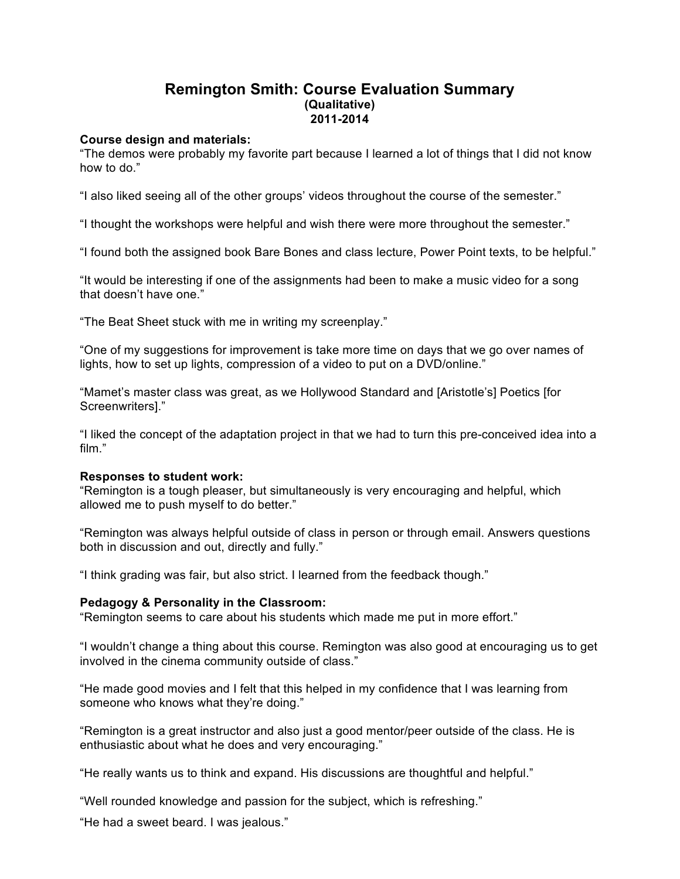# Remington Smith: Course Evaluation Summary
### (Qualitative)
### 2011-2014

**Course design and materials:**

"The demos were probably my favorite part because I learned a lot of things that I did not know how to do."

"I also liked seeing all of the other groups' videos throughout the course of the semester."

"I thought the workshops were helpful and wish there were more throughout the semester."

"I found both the assigned book Bare Bones and class lecture, Power Point texts, to be helpful."

"It would be interesting if one of the assignments had been to make a music video for a song that doesn't have one."

"The Beat Sheet stuck with me in writing my screenplay."

"One of my suggestions for improvement is take more time on days that we go over names of lights, how to set up lights, compression of a video to put on a DVD/online."

"Mamet's master class was great, as we Hollywood Standard and [Aristotle's] Poetics [for Screenwriters]."

"I liked the concept of the adaptation project in that we had to turn this pre-conceived idea into a film."

**Responses to student work:**

"Remington is a tough pleaser, but simultaneously is very encouraging and helpful, which allowed me to push myself to do better."

"Remington was always helpful outside of class in person or through email. Answers questions both in discussion and out, directly and fully."

"I think grading was fair, but also strict. I learned from the feedback though."

**Pedagogy & Personality in the Classroom:**

"Remington seems to care about his students which made me put in more effort."

"I wouldn't change a thing about this course. Remington was also good at encouraging us to get involved in the cinema community outside of class."

"He made good movies and I felt that this helped in my confidence that I was learning from someone who knows what they're doing."

"Remington is a great instructor and also just a good mentor/peer outside of the class. He is enthusiastic about what he does and very encouraging."

"He really wants us to think and expand. His discussions are thoughtful and helpful."

"Well rounded knowledge and passion for the subject, which is refreshing."

"He had a sweet beard. I was jealous."